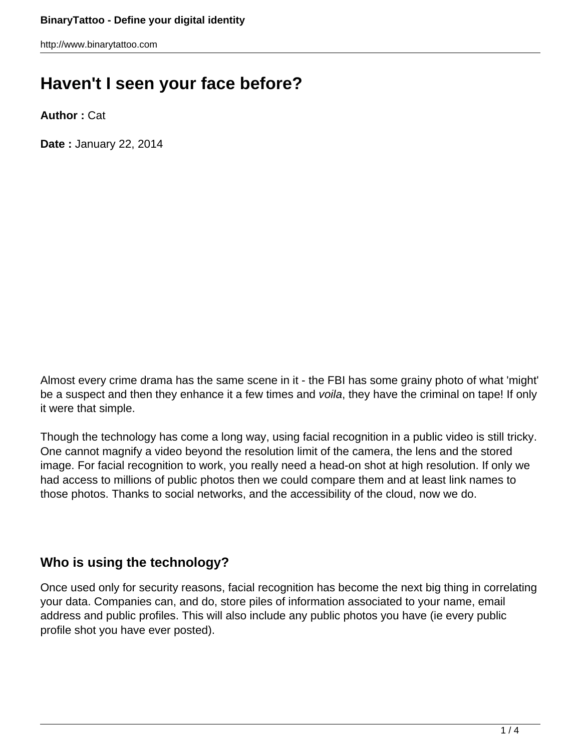# Haven't I seen your face before?

**Author :** Cat

**Date :** January 22, 2014

Almost every crime drama has the same scene in it - the FBI has some grainy photo of what 'might' be a suspect and then they enhance it a few times and *voila*, they have the criminal on tape! If only it were that simple.

Though the technology has come a long way, using facial recognition in a public video is still tricky. One cannot magnify a video beyond the resolution limit of the camera, the lens and the stored image. For facial recognition to work, you really need a head-on shot at high resolution. If only we had access to millions of public photos then we could compare them and at least link names to those photos. Thanks to social networks, and the accessibility of the cloud, now we do.

## Who is using the technology?

Once used only for security reasons, facial recognition has become the next big thing in correlating your data. Companies can, and do, store piles of information associated to your name, email address and public profiles. This will also include any public photos you have (ie every public profile shot you have ever posted).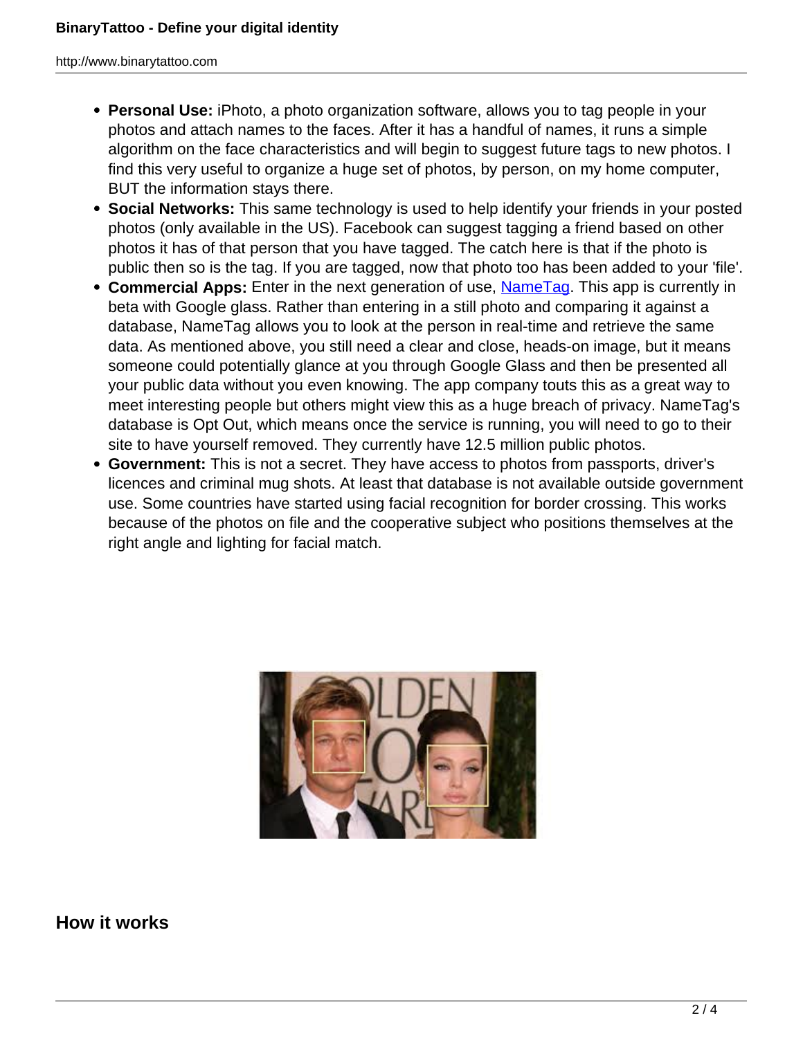- **Personal Use:** iPhoto, a photo organization software, allows you to tag people in your photos and attach names to the faces. After it has a handful of names, it runs a simple algorithm on the face characteristics and will begin to suggest future tags to new photos. I find this very useful to organize a huge set of photos, by person, on my home computer, BUT the information stays there.
- **Social Networks:** This same technology is used to help identify your friends in your posted photos (only available in the US). Facebook can suggest tagging a friend based on other photos it has of that person that you have tagged. The catch here is that if the photo is public then so is the tag. If you are tagged, now that photo too has been added to your 'file'.
- **Commercial Apps:** Enter in the next generation of use, NameTag. This app is currently in beta with Google glass. Rather than entering in a still photo and comparing it against a database, NameTag allows you to look at the person in real-time and retrieve the same data. As mentioned above, you still need a clear and close, heads-on image, but it means someone could potentially glance at you through Google Glass and then be presented all your public data without you even knowing. The app company touts this as a great way to meet interesting people but others might view this as a huge breach of privacy. NameTag's database is Opt Out, which means once the service is running, you will need to go to their site to have yourself removed. They currently have 12.5 million public photos.
- **Government:** This is not a secret. They have access to photos from passports, driver's licences and criminal mug shots. At least that database is not available outside government use. Some countries have started using facial recognition for border crossing. This works because of the photos on file and the cooperative subject who positions themselves at the right angle and lighting for facial match.

## How it works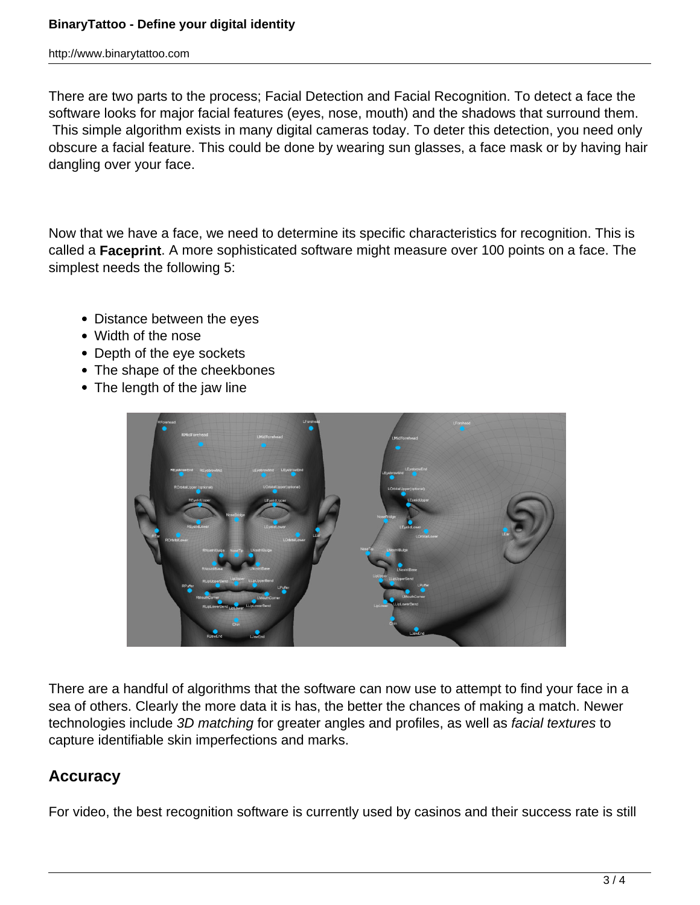There are two parts to the process; Facial Detection and Facial Recognition. To detect a face the software looks for major facial features (eyes, nose, mouth) and the shadows that surround them. This simple algorithm exists in many digital cameras today. To deter this detection, you need only obscure a facial feature. This could be done by wearing sun glasses, a face mask or by having hair dangling over your face.

Now that we have a face, we need to determine its specific characteristics for recognition. This is called a **Faceprint**. A more sophisticated software might measure over 100 points on a face. The simplest needs the following 5:

- Distance between the eyes
- Width of the nose
- Depth of the eye sockets
- The shape of the cheekbones
- The length of the jaw line

There are a handful of algorithms that the software can now use to attempt to find your face in a sea of others. Clearly the more data it is has, the better the chances of making a match. Newer technologies include *3D matching* for greater angles and profiles, as well as *facial textures* to capture identifiable skin imperfections and marks.

## Accuracy

For video, the best recognition software is currently used by casinos and their success rate is still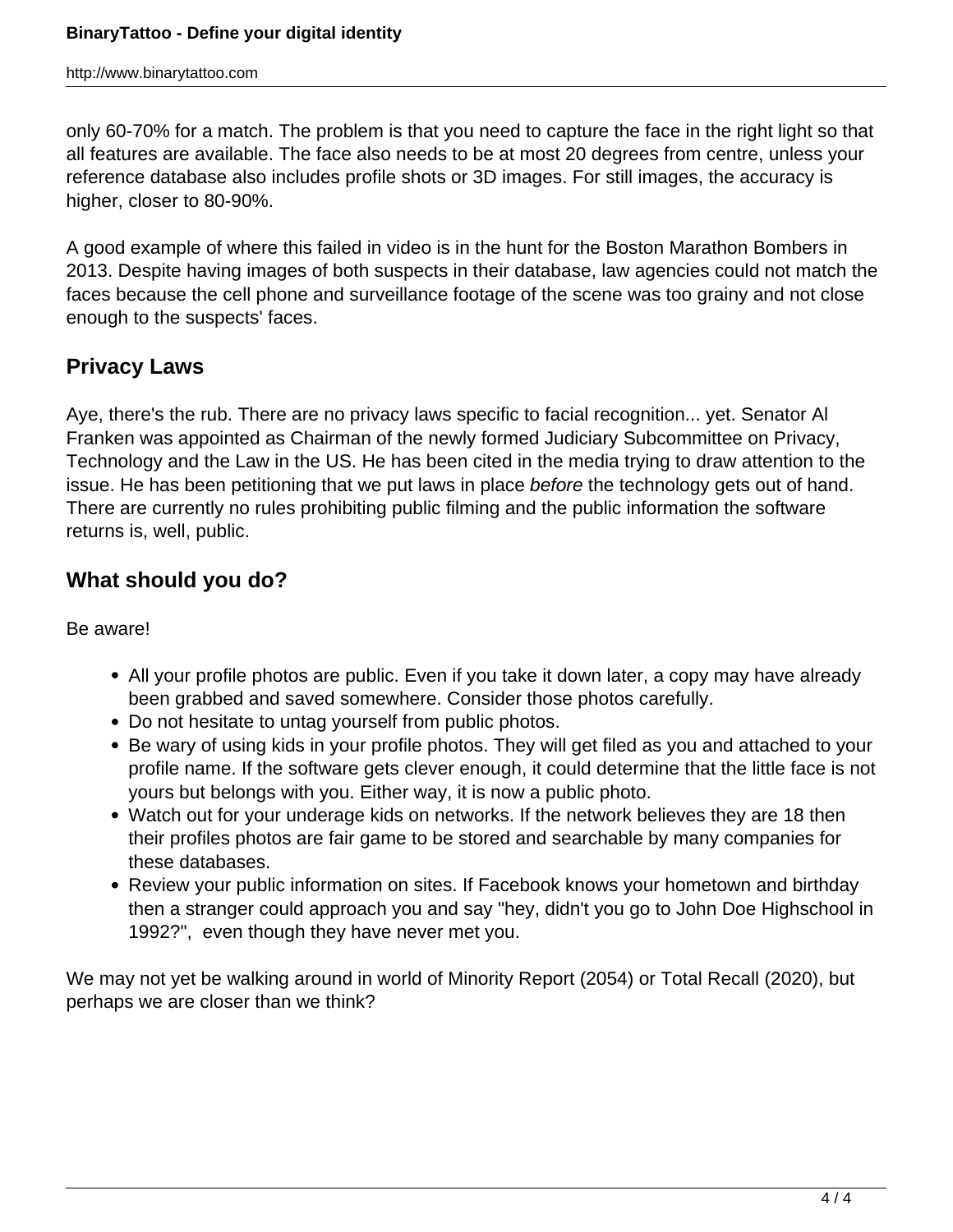only 60-70% for a match. The problem is that you need to capture the face in the right light so that all features are available. The face also needs to be at most 20 degrees from centre, unless your reference database also includes profile shots or 3D images. For still images, the accuracy is higher, closer to 80-90%.

A good example of where this failed in video is in the hunt for the Boston Marathon Bombers in 2013. Despite having images of both suspects in their database, law agencies could not match the faces because the cell phone and surveillance footage of the scene was too grainy and not close enough to the suspects' faces.

## Privacy Laws

Aye, there's the rub. There are no privacy laws specific to facial recognition... yet. Senator Al Franken was appointed as Chairman of the newly formed Judiciary Subcommittee on Privacy, Technology and the Law in the US. He has been cited in the media trying to draw attention to the issue. He has been petitioning that we put laws in place *before* the technology gets out of hand. There are currently no rules prohibiting public filming and the public information the software returns is, well, public.

## What should you do?

Be aware!

- All your profile photos are public. Even if you take it down later, a copy may have already been grabbed and saved somewhere. Consider those photos carefully.
- Do not hesitate to untag yourself from public photos.
- Be wary of using kids in your profile photos. They will get filed as you and attached to your profile name. If the software gets clever enough, it could determine that the little face is not yours but belongs with you. Either way, it is now a public photo.
- Watch out for your underage kids on networks. If the network believes they are 18 then their profiles photos are fair game to be stored and searchable by many companies for these databases.
- Review your public information on sites. If Facebook knows your hometown and birthday then a stranger could approach you and say "hey, didn't you go to John Doe Highschool in 1992?", even though they have never met you.

We may not yet be walking around in world of Minority Report (2054) or Total Recall (2020), but perhaps we are closer than we think?